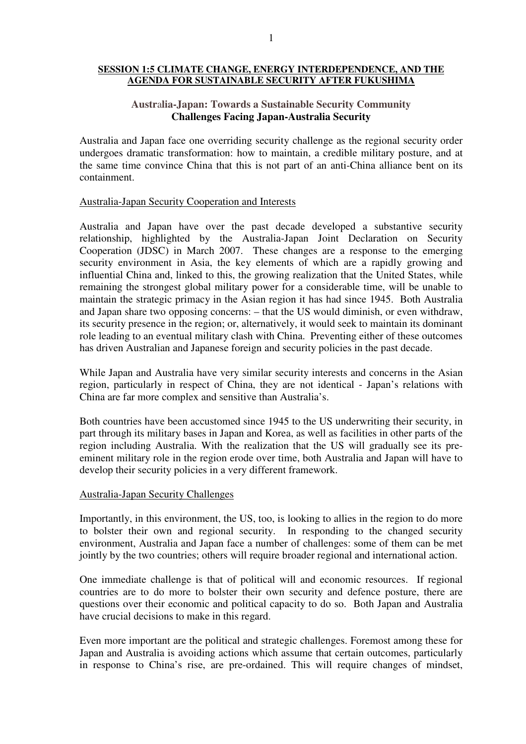**SESSION 1:5 CLIMATE CHANGE, ENERGY INTERDEPENDENCE, AND THE AGENDA FOR SUSTAINABLE SECURITY AFTER FUKUSHIMA**

## Australia-Japan: Towards a Sustainable Security Community
## Challenges Facing Japan-Australia Security

Australia and Japan face one overriding security challenge as the regional security order undergoes dramatic transformation: how to maintain, a credible military posture, and at the same time convince China that this is not part of an anti-China alliance bent on its containment.

### Australia-Japan Security Cooperation and Interests

Australia and Japan have over the past decade developed a substantive security relationship, highlighted by the Australia-Japan Joint Declaration on Security Cooperation (JDSC) in March 2007. These changes are a response to the emerging security environment in Asia, the key elements of which are a rapidly growing and influential China and, linked to this, the growing realization that the United States, while remaining the strongest global military power for a considerable time, will be unable to maintain the strategic primacy in the Asian region it has had since 1945. Both Australia and Japan share two opposing concerns: – that the US would diminish, or even withdraw, its security presence in the region; or, alternatively, it would seek to maintain its dominant role leading to an eventual military clash with China. Preventing either of these outcomes has driven Australian and Japanese foreign and security policies in the past decade.

While Japan and Australia have very similar security interests and concerns in the Asian region, particularly in respect of China, they are not identical - Japan's relations with China are far more complex and sensitive than Australia's.

Both countries have been accustomed since 1945 to the US underwriting their security, in part through its military bases in Japan and Korea, as well as facilities in other parts of the region including Australia. With the realization that the US will gradually see its pre-eminent military role in the region erode over time, both Australia and Japan will have to develop their security policies in a very different framework.

### Australia-Japan Security Challenges

Importantly, in this environment, the US, too, is looking to allies in the region to do more to bolster their own and regional security. In responding to the changed security environment, Australia and Japan face a number of challenges: some of them can be met jointly by the two countries; others will require broader regional and international action.

One immediate challenge is that of political will and economic resources. If regional countries are to do more to bolster their own security and defence posture, there are questions over their economic and political capacity to do so. Both Japan and Australia have crucial decisions to make in this regard.

Even more important are the political and strategic challenges. Foremost among these for Japan and Australia is avoiding actions which assume that certain outcomes, particularly in response to China's rise, are pre-ordained. This will require changes of mindset,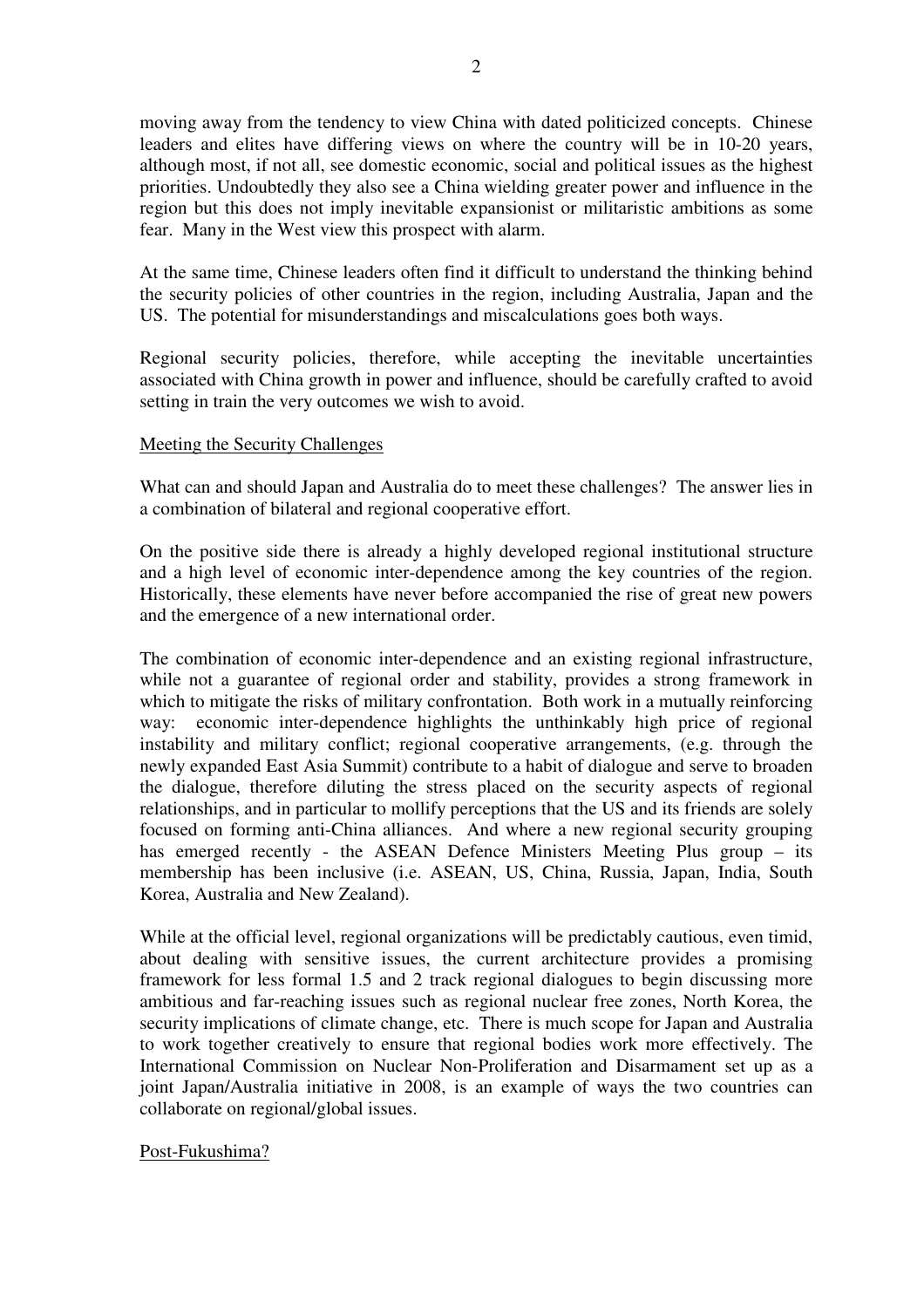moving away from the tendency to view China with dated politicized concepts. Chinese leaders and elites have differing views on where the country will be in 10-20 years, although most, if not all, see domestic economic, social and political issues as the highest priorities. Undoubtedly they also see a China wielding greater power and influence in the region but this does not imply inevitable expansionist or militaristic ambitions as some fear. Many in the West view this prospect with alarm.

At the same time, Chinese leaders often find it difficult to understand the thinking behind the security policies of other countries in the region, including Australia, Japan and the US. The potential for misunderstandings and miscalculations goes both ways.

Regional security policies, therefore, while accepting the inevitable uncertainties associated with China growth in power and influence, should be carefully crafted to avoid setting in train the very outcomes we wish to avoid.

<u>Meeting the Security Challenges</u>

What can and should Japan and Australia do to meet these challenges? The answer lies in a combination of bilateral and regional cooperative effort.

On the positive side there is already a highly developed regional institutional structure and a high level of economic inter-dependence among the key countries of the region. Historically, these elements have never before accompanied the rise of great new powers and the emergence of a new international order.

The combination of economic inter-dependence and an existing regional infrastructure, while not a guarantee of regional order and stability, provides a strong framework in which to mitigate the risks of military confrontation. Both work in a mutually reinforcing way: economic inter-dependence highlights the unthinkably high price of regional instability and military conflict; regional cooperative arrangements, (e.g. through the newly expanded East Asia Summit) contribute to a habit of dialogue and serve to broaden the dialogue, therefore diluting the stress placed on the security aspects of regional relationships, and in particular to mollify perceptions that the US and its friends are solely focused on forming anti-China alliances. And where a new regional security grouping has emerged recently - the ASEAN Defence Ministers Meeting Plus group – its membership has been inclusive (i.e. ASEAN, US, China, Russia, Japan, India, South Korea, Australia and New Zealand).

While at the official level, regional organizations will be predictably cautious, even timid, about dealing with sensitive issues, the current architecture provides a promising framework for less formal 1.5 and 2 track regional dialogues to begin discussing more ambitious and far-reaching issues such as regional nuclear free zones, North Korea, the security implications of climate change, etc. There is much scope for Japan and Australia to work together creatively to ensure that regional bodies work more effectively. The International Commission on Nuclear Non-Proliferation and Disarmament set up as a joint Japan/Australia initiative in 2008, is an example of ways the two countries can collaborate on regional/global issues.

<u>Post-Fukushima?</u>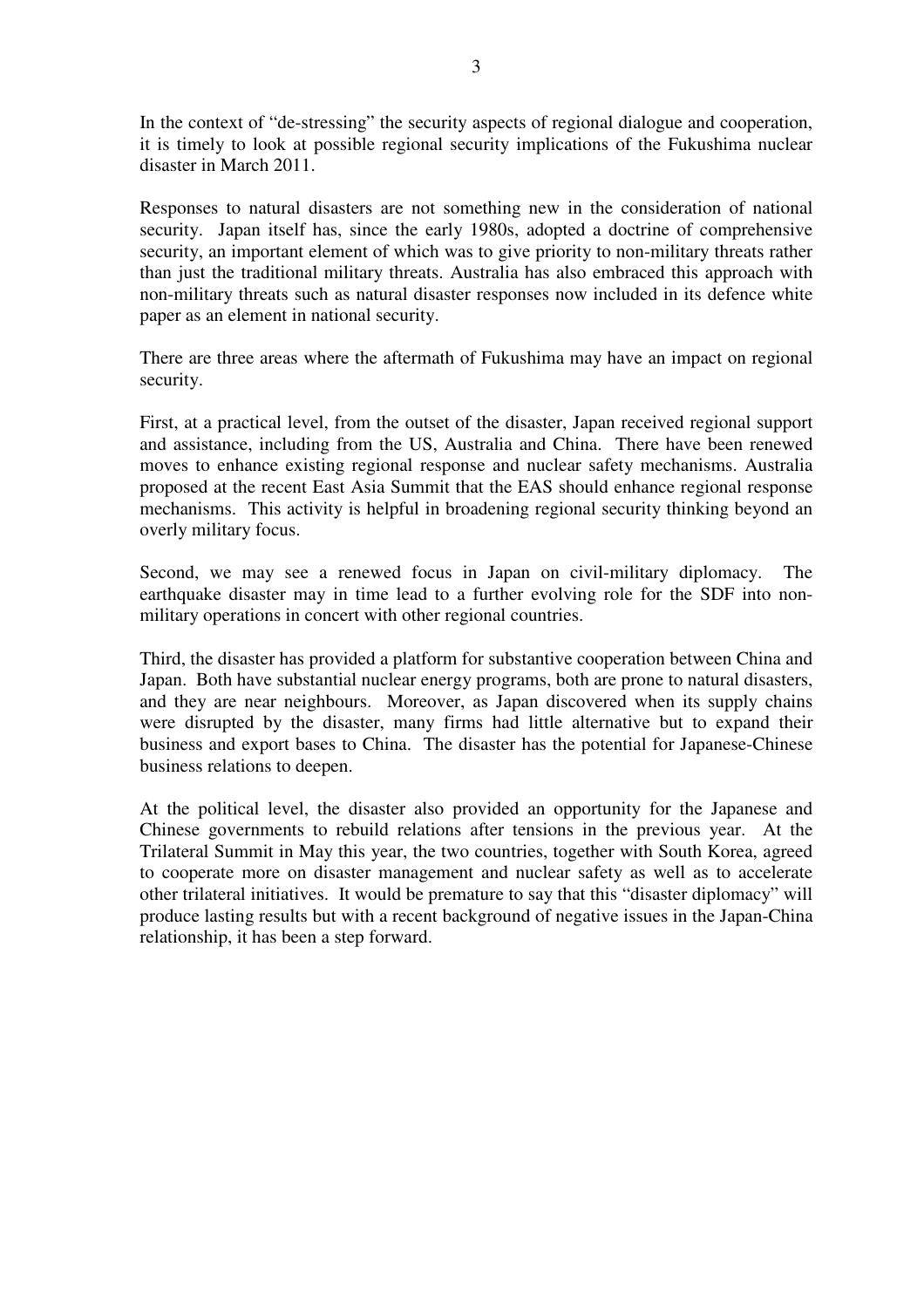In the context of "de-stressing" the security aspects of regional dialogue and cooperation, it is timely to look at possible regional security implications of the Fukushima nuclear disaster in March 2011.

Responses to natural disasters are not something new in the consideration of national security. Japan itself has, since the early 1980s, adopted a doctrine of comprehensive security, an important element of which was to give priority to non-military threats rather than just the traditional military threats. Australia has also embraced this approach with non-military threats such as natural disaster responses now included in its defence white paper as an element in national security.

There are three areas where the aftermath of Fukushima may have an impact on regional security.

First, at a practical level, from the outset of the disaster, Japan received regional support and assistance, including from the US, Australia and China. There have been renewed moves to enhance existing regional response and nuclear safety mechanisms. Australia proposed at the recent East Asia Summit that the EAS should enhance regional response mechanisms. This activity is helpful in broadening regional security thinking beyond an overly military focus.

Second, we may see a renewed focus in Japan on civil-military diplomacy. The earthquake disaster may in time lead to a further evolving role for the SDF into non-military operations in concert with other regional countries.

Third, the disaster has provided a platform for substantive cooperation between China and Japan. Both have substantial nuclear energy programs, both are prone to natural disasters, and they are near neighbours. Moreover, as Japan discovered when its supply chains were disrupted by the disaster, many firms had little alternative but to expand their business and export bases to China. The disaster has the potential for Japanese-Chinese business relations to deepen.

At the political level, the disaster also provided an opportunity for the Japanese and Chinese governments to rebuild relations after tensions in the previous year. At the Trilateral Summit in May this year, the two countries, together with South Korea, agreed to cooperate more on disaster management and nuclear safety as well as to accelerate other trilateral initiatives. It would be premature to say that this "disaster diplomacy" will produce lasting results but with a recent background of negative issues in the Japan-China relationship, it has been a step forward.